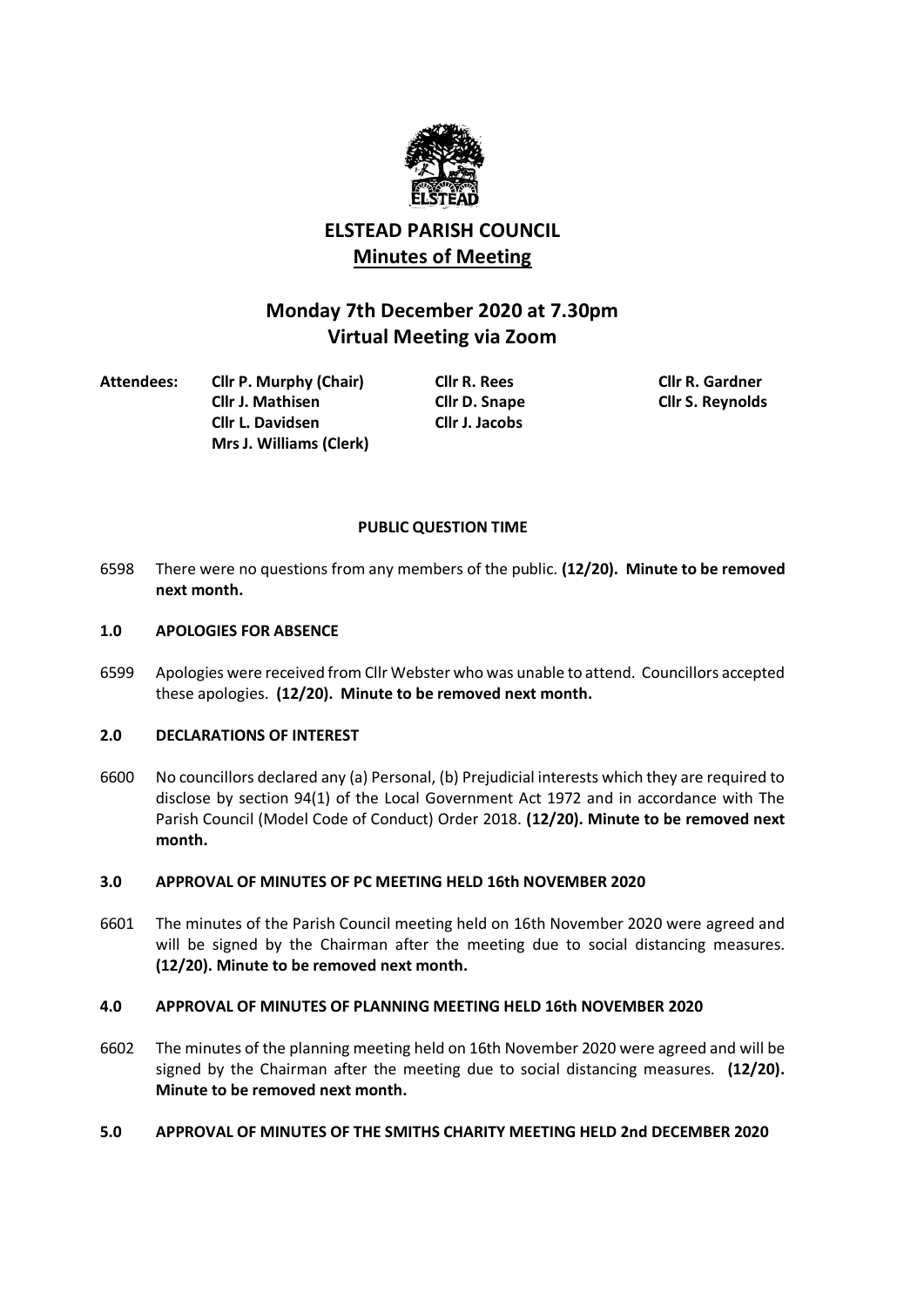# ELSTEAD PARISH COUNCIL

## Minutes of Meeting

## Monday 7th December 2020 at 7.30pm
## Virtual Meeting via Zoom

**Attendees:** **Cllr P. Murphy (Chair)** **Cllr R. Rees** **Cllr R. Gardner**
**Cllr J. Mathisen** **Cllr D. Snape** **Cllr S. Reynolds**
**Cllr L. Davidsen** **Cllr J. Jacobs**
**Mrs J. Williams (Clerk)**

### PUBLIC QUESTION TIME

6598 There were no questions from any members of the public. **(12/20). Minute to be removed next month.**

### 1.0 APOLOGIES FOR ABSENCE

6599 Apologies were received from Cllr Webster who was unable to attend. Councillors accepted these apologies. **(12/20). Minute to be removed next month.**

### 2.0 DECLARATIONS OF INTEREST

6600 No councillors declared any (a) Personal, (b) Prejudicial interests which they are required to disclose by section 94(1) of the Local Government Act 1972 and in accordance with The Parish Council (Model Code of Conduct) Order 2018. **(12/20). Minute to be removed next month.**

### 3.0 APPROVAL OF MINUTES OF PC MEETING HELD 16th NOVEMBER 2020

6601 The minutes of the Parish Council meeting held on 16th November 2020 were agreed and will be signed by the Chairman after the meeting due to social distancing measures. **(12/20). Minute to be removed next month.**

### 4.0 APPROVAL OF MINUTES OF PLANNING MEETING HELD 16th NOVEMBER 2020

6602 The minutes of the planning meeting held on 16th November 2020 were agreed and will be signed by the Chairman after the meeting due to social distancing measures. **(12/20). Minute to be removed next month.**

### 5.0 APPROVAL OF MINUTES OF THE SMITHS CHARITY MEETING HELD 2nd DECEMBER 2020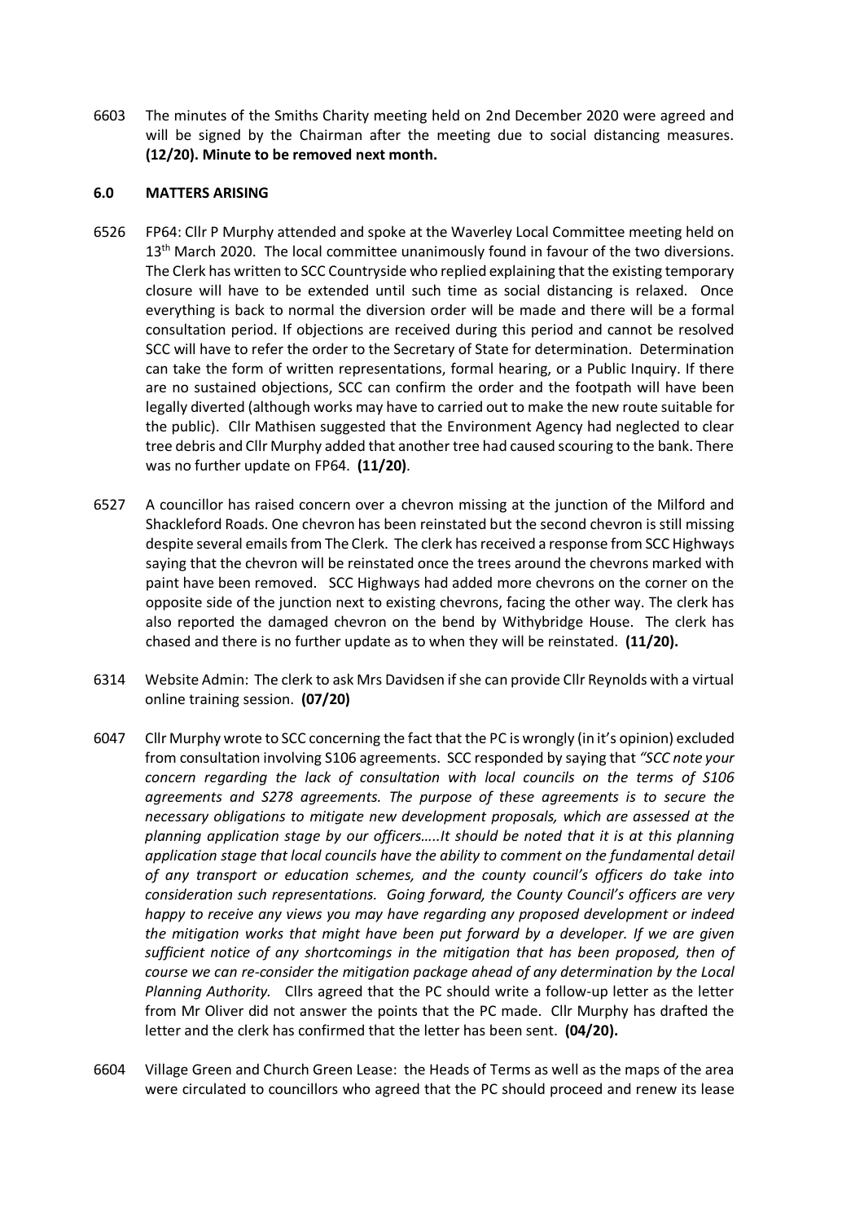6603 The minutes of the Smiths Charity meeting held on 2nd December 2020 were agreed and will be signed by the Chairman after the meeting due to social distancing measures. **(12/20). Minute to be removed next month.**

### 6.0 MATTERS ARISING

6526 FP64: Cllr P Murphy attended and spoke at the Waverley Local Committee meeting held on 13th March 2020. The local committee unanimously found in favour of the two diversions. The Clerk has written to SCC Countryside who replied explaining that the existing temporary closure will have to be extended until such time as social distancing is relaxed. Once everything is back to normal the diversion order will be made and there will be a formal consultation period. If objections are received during this period and cannot be resolved SCC will have to refer the order to the Secretary of State for determination. Determination can take the form of written representations, formal hearing, or a Public Inquiry. If there are no sustained objections, SCC can confirm the order and the footpath will have been legally diverted (although works may have to carried out to make the new route suitable for the public). Cllr Mathisen suggested that the Environment Agency had neglected to clear tree debris and Cllr Murphy added that another tree had caused scouring to the bank. There was no further update on FP64. **(11/20)**.

6527 A councillor has raised concern over a chevron missing at the junction of the Milford and Shackleford Roads. One chevron has been reinstated but the second chevron is still missing despite several emails from The Clerk. The clerk has received a response from SCC Highways saying that the chevron will be reinstated once the trees around the chevrons marked with paint have been removed. SCC Highways had added more chevrons on the corner on the opposite side of the junction next to existing chevrons, facing the other way. The clerk has also reported the damaged chevron on the bend by Withybridge House. The clerk has chased and there is no further update as to when they will be reinstated. **(11/20).**

6314 Website Admin: The clerk to ask Mrs Davidsen if she can provide Cllr Reynolds with a virtual online training session. **(07/20)**

6047 Cllr Murphy wrote to SCC concerning the fact that the PC is wrongly (in it's opinion) excluded from consultation involving S106 agreements. SCC responded by saying that *"SCC note your concern regarding the lack of consultation with local councils on the terms of S106 agreements and S278 agreements. The purpose of these agreements is to secure the necessary obligations to mitigate new development proposals, which are assessed at the planning application stage by our officers…..It should be noted that it is at this planning application stage that local councils have the ability to comment on the fundamental detail of any transport or education schemes, and the county council's officers do take into consideration such representations. Going forward, the County Council's officers are very happy to receive any views you may have regarding any proposed development or indeed the mitigation works that might have been put forward by a developer. If we are given sufficient notice of any shortcomings in the mitigation that has been proposed, then of course we can re-consider the mitigation package ahead of any determination by the Local Planning Authority.* Cllrs agreed that the PC should write a follow-up letter as the letter from Mr Oliver did not answer the points that the PC made. Cllr Murphy has drafted the letter and the clerk has confirmed that the letter has been sent. **(04/20).**

6604 Village Green and Church Green Lease: the Heads of Terms as well as the maps of the area were circulated to councillors who agreed that the PC should proceed and renew its lease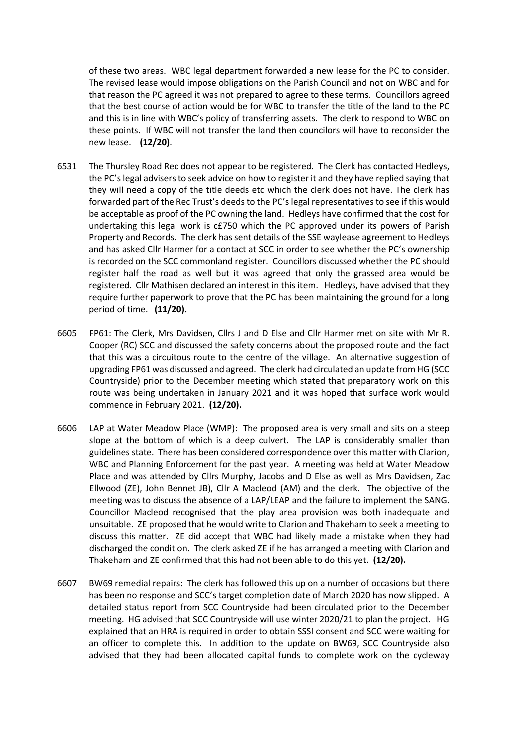of these two areas. WBC legal department forwarded a new lease for the PC to consider. The revised lease would impose obligations on the Parish Council and not on WBC and for that reason the PC agreed it was not prepared to agree to these terms. Councillors agreed that the best course of action would be for WBC to transfer the title of the land to the PC and this is in line with WBC's policy of transferring assets. The clerk to respond to WBC on these points. If WBC will not transfer the land then councilors will have to reconsider the new lease. **(12/20)**.

6531 The Thursley Road Rec does not appear to be registered. The Clerk has contacted Hedleys, the PC's legal advisers to seek advice on how to register it and they have replied saying that they will need a copy of the title deeds etc which the clerk does not have. The clerk has forwarded part of the Rec Trust's deeds to the PC's legal representatives to see if this would be acceptable as proof of the PC owning the land. Hedleys have confirmed that the cost for undertaking this legal work is c£750 which the PC approved under its powers of Parish Property and Records. The clerk has sent details of the SSE waylease agreement to Hedleys and has asked Cllr Harmer for a contact at SCC in order to see whether the PC's ownership is recorded on the SCC commonland register. Councillors discussed whether the PC should register half the road as well but it was agreed that only the grassed area would be registered. Cllr Mathisen declared an interest in this item. Hedleys, have advised that they require further paperwork to prove that the PC has been maintaining the ground for a long period of time. **(11/20).**

6605 FP61: The Clerk, Mrs Davidsen, Cllrs J and D Else and Cllr Harmer met on site with Mr R. Cooper (RC) SCC and discussed the safety concerns about the proposed route and the fact that this was a circuitous route to the centre of the village. An alternative suggestion of upgrading FP61 was discussed and agreed. The clerk had circulated an update from HG (SCC Countryside) prior to the December meeting which stated that preparatory work on this route was being undertaken in January 2021 and it was hoped that surface work would commence in February 2021. **(12/20).**

6606 LAP at Water Meadow Place (WMP): The proposed area is very small and sits on a steep slope at the bottom of which is a deep culvert. The LAP is considerably smaller than guidelines state. There has been considered correspondence over this matter with Clarion, WBC and Planning Enforcement for the past year. A meeting was held at Water Meadow Place and was attended by Cllrs Murphy, Jacobs and D Else as well as Mrs Davidsen, Zac Ellwood (ZE), John Bennet JB), Cllr A Macleod (AM) and the clerk. The objective of the meeting was to discuss the absence of a LAP/LEAP and the failure to implement the SANG. Councillor Macleod recognised that the play area provision was both inadequate and unsuitable. ZE proposed that he would write to Clarion and Thakeham to seek a meeting to discuss this matter. ZE did accept that WBC had likely made a mistake when they had discharged the condition. The clerk asked ZE if he has arranged a meeting with Clarion and Thakeham and ZE confirmed that this had not been able to do this yet. **(12/20).**

6607 BW69 remedial repairs: The clerk has followed this up on a number of occasions but there has been no response and SCC's target completion date of March 2020 has now slipped. A detailed status report from SCC Countryside had been circulated prior to the December meeting. HG advised that SCC Countryside will use winter 2020/21 to plan the project. HG explained that an HRA is required in order to obtain SSSI consent and SCC were waiting for an officer to complete this. In addition to the update on BW69, SCC Countryside also advised that they had been allocated capital funds to complete work on the cycleway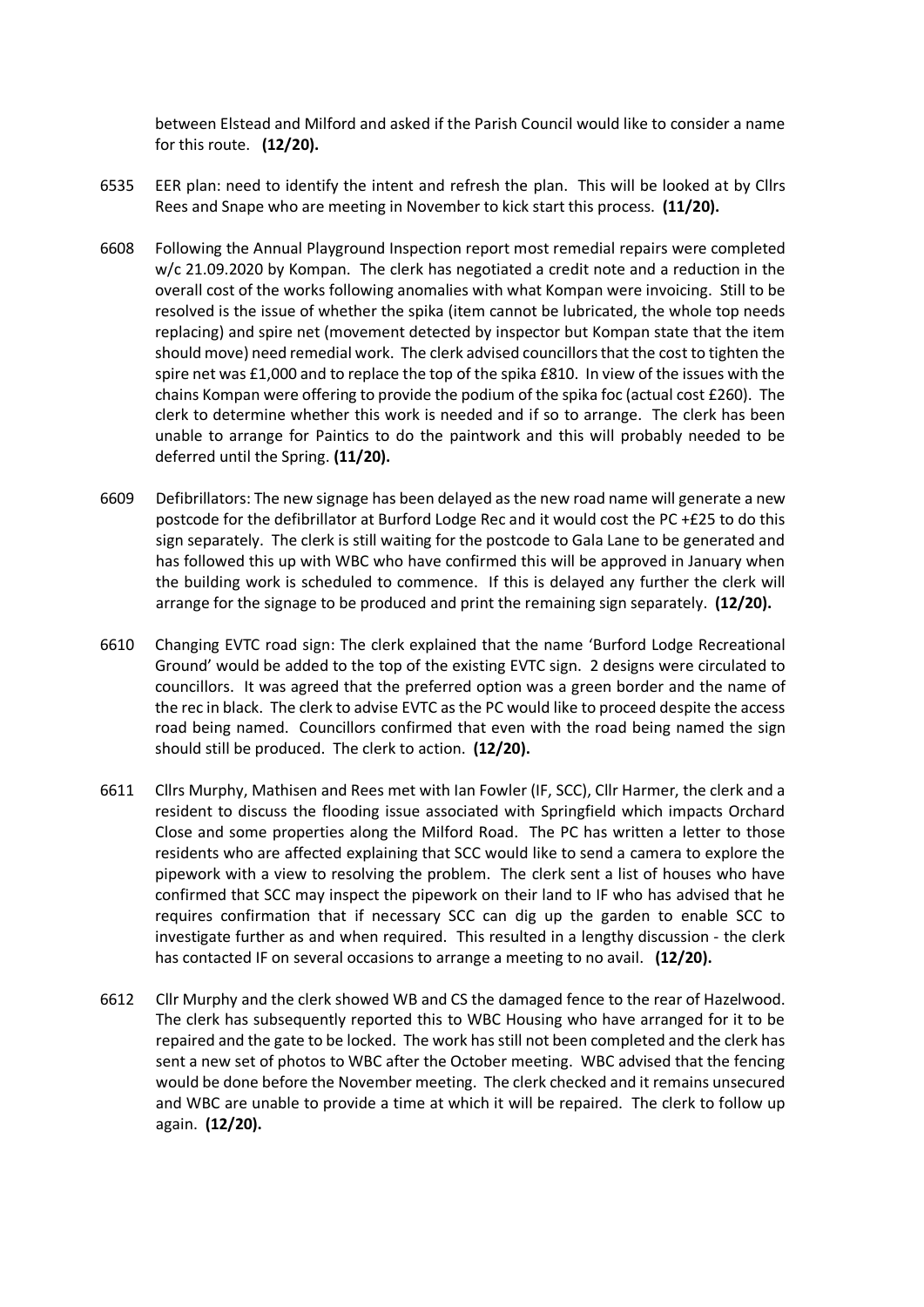between Elstead and Milford and asked if the Parish Council would like to consider a name for this route. **(12/20).**

6535 EER plan: need to identify the intent and refresh the plan. This will be looked at by Cllrs Rees and Snape who are meeting in November to kick start this process. **(11/20).**

6608 Following the Annual Playground Inspection report most remedial repairs were completed w/c 21.09.2020 by Kompan. The clerk has negotiated a credit note and a reduction in the overall cost of the works following anomalies with what Kompan were invoicing. Still to be resolved is the issue of whether the spika (item cannot be lubricated, the whole top needs replacing) and spire net (movement detected by inspector but Kompan state that the item should move) need remedial work. The clerk advised councillors that the cost to tighten the spire net was £1,000 and to replace the top of the spika £810. In view of the issues with the chains Kompan were offering to provide the podium of the spika foc (actual cost £260). The clerk to determine whether this work is needed and if so to arrange. The clerk has been unable to arrange for Paintics to do the paintwork and this will probably needed to be deferred until the Spring. **(11/20).**

6609 Defibrillators: The new signage has been delayed as the new road name will generate a new postcode for the defibrillator at Burford Lodge Rec and it would cost the PC +£25 to do this sign separately. The clerk is still waiting for the postcode to Gala Lane to be generated and has followed this up with WBC who have confirmed this will be approved in January when the building work is scheduled to commence. If this is delayed any further the clerk will arrange for the signage to be produced and print the remaining sign separately. **(12/20).**

6610 Changing EVTC road sign: The clerk explained that the name 'Burford Lodge Recreational Ground' would be added to the top of the existing EVTC sign. 2 designs were circulated to councillors. It was agreed that the preferred option was a green border and the name of the rec in black. The clerk to advise EVTC as the PC would like to proceed despite the access road being named. Councillors confirmed that even with the road being named the sign should still be produced. The clerk to action. **(12/20).**

6611 Cllrs Murphy, Mathisen and Rees met with Ian Fowler (IF, SCC), Cllr Harmer, the clerk and a resident to discuss the flooding issue associated with Springfield which impacts Orchard Close and some properties along the Milford Road. The PC has written a letter to those residents who are affected explaining that SCC would like to send a camera to explore the pipework with a view to resolving the problem. The clerk sent a list of houses who have confirmed that SCC may inspect the pipework on their land to IF who has advised that he requires confirmation that if necessary SCC can dig up the garden to enable SCC to investigate further as and when required. This resulted in a lengthy discussion - the clerk has contacted IF on several occasions to arrange a meeting to no avail. **(12/20).**

6612 Cllr Murphy and the clerk showed WB and CS the damaged fence to the rear of Hazelwood. The clerk has subsequently reported this to WBC Housing who have arranged for it to be repaired and the gate to be locked. The work has still not been completed and the clerk has sent a new set of photos to WBC after the October meeting. WBC advised that the fencing would be done before the November meeting. The clerk checked and it remains unsecured and WBC are unable to provide a time at which it will be repaired. The clerk to follow up again. **(12/20).**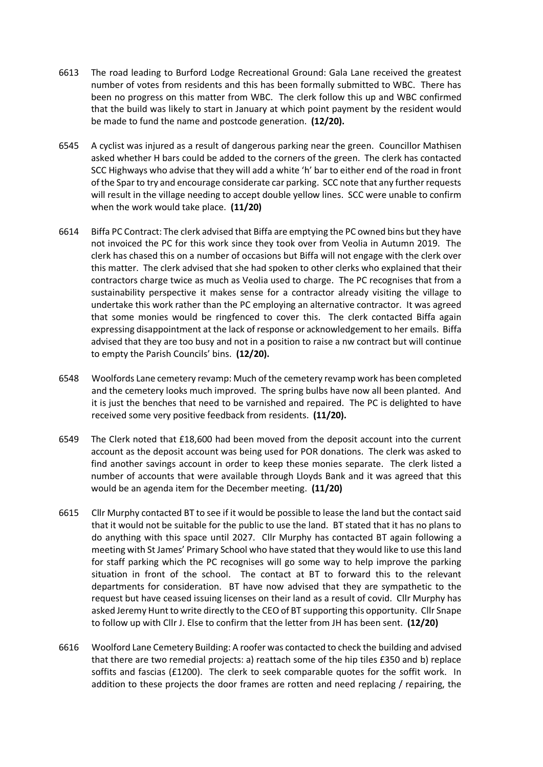6613 The road leading to Burford Lodge Recreational Ground: Gala Lane received the greatest number of votes from residents and this has been formally submitted to WBC. There has been no progress on this matter from WBC. The clerk follow this up and WBC confirmed that the build was likely to start in January at which point payment by the resident would be made to fund the name and postcode generation. **(12/20).**

6545 A cyclist was injured as a result of dangerous parking near the green. Councillor Mathisen asked whether H bars could be added to the corners of the green. The clerk has contacted SCC Highways who advise that they will add a white 'h' bar to either end of the road in front of the Spar to try and encourage considerate car parking. SCC note that any further requests will result in the village needing to accept double yellow lines. SCC were unable to confirm when the work would take place. **(11/20)**

6614 Biffa PC Contract: The clerk advised that Biffa are emptying the PC owned bins but they have not invoiced the PC for this work since they took over from Veolia in Autumn 2019. The clerk has chased this on a number of occasions but Biffa will not engage with the clerk over this matter. The clerk advised that she had spoken to other clerks who explained that their contractors charge twice as much as Veolia used to charge. The PC recognises that from a sustainability perspective it makes sense for a contractor already visiting the village to undertake this work rather than the PC employing an alternative contractor. It was agreed that some monies would be ringfenced to cover this. The clerk contacted Biffa again expressing disappointment at the lack of response or acknowledgement to her emails. Biffa advised that they are too busy and not in a position to raise a nw contract but will continue to empty the Parish Councils' bins. **(12/20).**

6548 Woolfords Lane cemetery revamp: Much of the cemetery revamp work has been completed and the cemetery looks much improved. The spring bulbs have now all been planted. And it is just the benches that need to be varnished and repaired. The PC is delighted to have received some very positive feedback from residents. **(11/20).**

6549 The Clerk noted that £18,600 had been moved from the deposit account into the current account as the deposit account was being used for POR donations. The clerk was asked to find another savings account in order to keep these monies separate. The clerk listed a number of accounts that were available through Lloyds Bank and it was agreed that this would be an agenda item for the December meeting. **(11/20)**

6615 Cllr Murphy contacted BT to see if it would be possible to lease the land but the contact said that it would not be suitable for the public to use the land. BT stated that it has no plans to do anything with this space until 2027. Cllr Murphy has contacted BT again following a meeting with St James' Primary School who have stated that they would like to use this land for staff parking which the PC recognises will go some way to help improve the parking situation in front of the school. The contact at BT to forward this to the relevant departments for consideration. BT have now advised that they are sympathetic to the request but have ceased issuing licenses on their land as a result of covid. Cllr Murphy has asked Jeremy Hunt to write directly to the CEO of BT supporting this opportunity. Cllr Snape to follow up with Cllr J. Else to confirm that the letter from JH has been sent. **(12/20)**

6616 Woolford Lane Cemetery Building: A roofer was contacted to check the building and advised that there are two remedial projects: a) reattach some of the hip tiles £350 and b) replace soffits and fascias (£1200). The clerk to seek comparable quotes for the soffit work. In addition to these projects the door frames are rotten and need replacing / repairing, the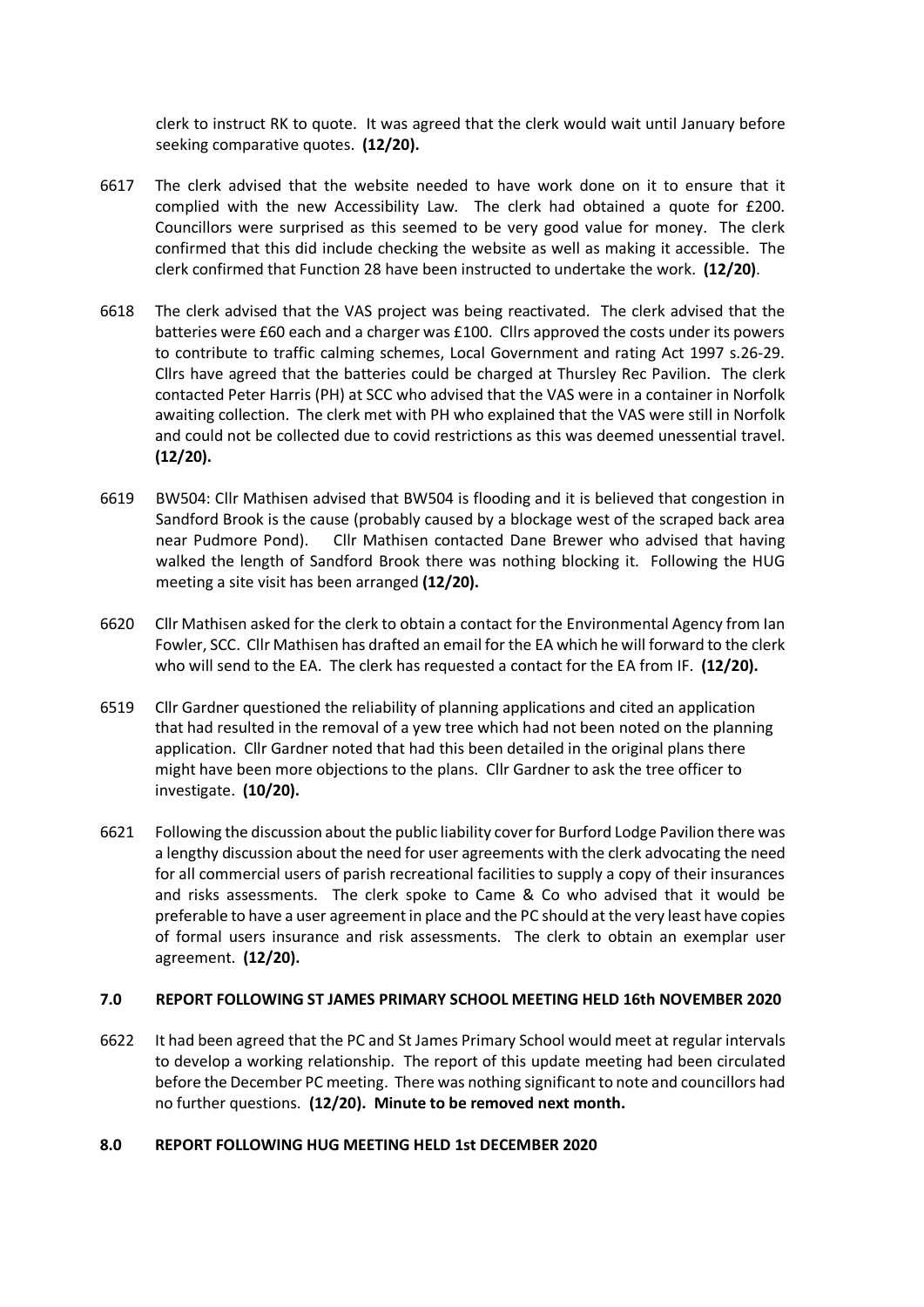clerk to instruct RK to quote. It was agreed that the clerk would wait until January before seeking comparative quotes. **(12/20).**

6617 The clerk advised that the website needed to have work done on it to ensure that it complied with the new Accessibility Law. The clerk had obtained a quote for £200. Councillors were surprised as this seemed to be very good value for money. The clerk confirmed that this did include checking the website as well as making it accessible. The clerk confirmed that Function 28 have been instructed to undertake the work. **(12/20)**.

6618 The clerk advised that the VAS project was being reactivated. The clerk advised that the batteries were £60 each and a charger was £100. Cllrs approved the costs under its powers to contribute to traffic calming schemes, Local Government and rating Act 1997 s.26-29. Cllrs have agreed that the batteries could be charged at Thursley Rec Pavilion. The clerk contacted Peter Harris (PH) at SCC who advised that the VAS were in a container in Norfolk awaiting collection. The clerk met with PH who explained that the VAS were still in Norfolk and could not be collected due to covid restrictions as this was deemed unessential travel. **(12/20).**

6619 BW504: Cllr Mathisen advised that BW504 is flooding and it is believed that congestion in Sandford Brook is the cause (probably caused by a blockage west of the scraped back area near Pudmore Pond). Cllr Mathisen contacted Dane Brewer who advised that having walked the length of Sandford Brook there was nothing blocking it. Following the HUG meeting a site visit has been arranged **(12/20).**

6620 Cllr Mathisen asked for the clerk to obtain a contact for the Environmental Agency from Ian Fowler, SCC. Cllr Mathisen has drafted an email for the EA which he will forward to the clerk who will send to the EA. The clerk has requested a contact for the EA from IF. **(12/20).**

6519 Cllr Gardner questioned the reliability of planning applications and cited an application that had resulted in the removal of a yew tree which had not been noted on the planning application. Cllr Gardner noted that had this been detailed in the original plans there might have been more objections to the plans. Cllr Gardner to ask the tree officer to investigate. **(10/20).**

6621 Following the discussion about the public liability cover for Burford Lodge Pavilion there was a lengthy discussion about the need for user agreements with the clerk advocating the need for all commercial users of parish recreational facilities to supply a copy of their insurances and risks assessments. The clerk spoke to Came & Co who advised that it would be preferable to have a user agreement in place and the PC should at the very least have copies of formal users insurance and risk assessments. The clerk to obtain an exemplar user agreement. **(12/20).**

## 7.0 REPORT FOLLOWING ST JAMES PRIMARY SCHOOL MEETING HELD 16th NOVEMBER 2020

6622 It had been agreed that the PC and St James Primary School would meet at regular intervals to develop a working relationship. The report of this update meeting had been circulated before the December PC meeting. There was nothing significant to note and councillors had no further questions. **(12/20). Minute to be removed next month.**

## 8.0 REPORT FOLLOWING HUG MEETING HELD 1st DECEMBER 2020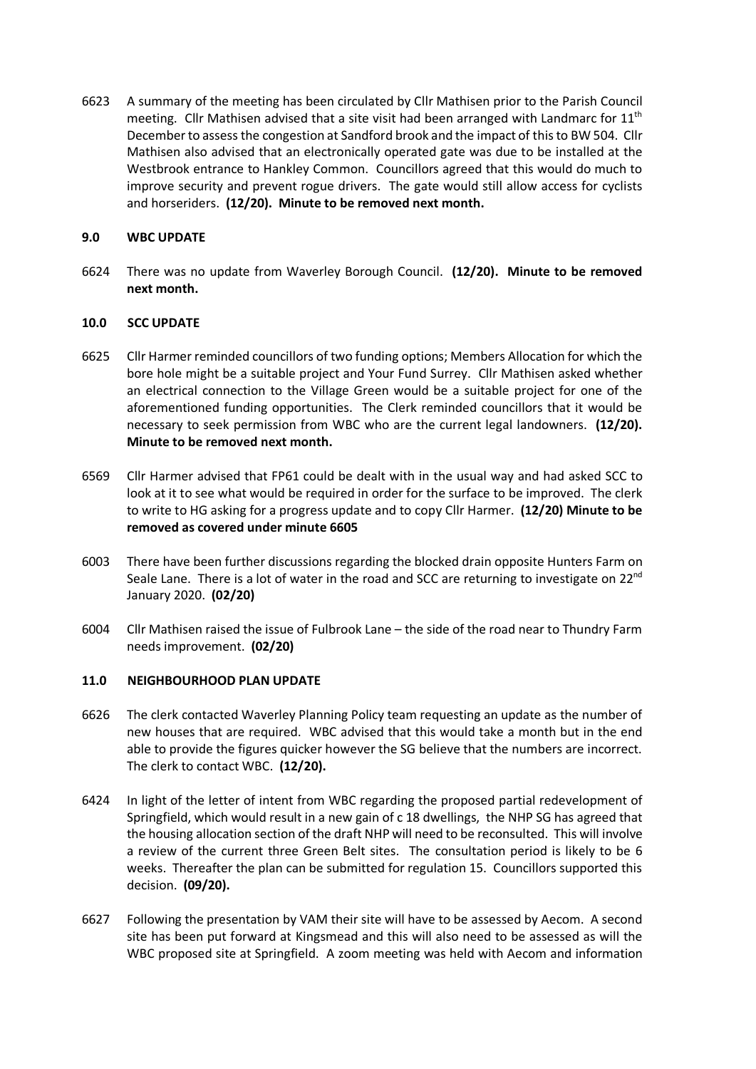6623 A summary of the meeting has been circulated by Cllr Mathisen prior to the Parish Council meeting. Cllr Mathisen advised that a site visit had been arranged with Landmarc for 11th December to assess the congestion at Sandford brook and the impact of this to BW 504. Cllr Mathisen also advised that an electronically operated gate was due to be installed at the Westbrook entrance to Hankley Common. Councillors agreed that this would do much to improve security and prevent rogue drivers. The gate would still allow access for cyclists and horseriders. **(12/20). Minute to be removed next month.**

### 9.0 WBC UPDATE

6624 There was no update from Waverley Borough Council. **(12/20). Minute to be removed next month.**

### 10.0 SCC UPDATE

6625 Cllr Harmer reminded councillors of two funding options; Members Allocation for which the bore hole might be a suitable project and Your Fund Surrey. Cllr Mathisen asked whether an electrical connection to the Village Green would be a suitable project for one of the aforementioned funding opportunities. The Clerk reminded councillors that it would be necessary to seek permission from WBC who are the current legal landowners. **(12/20). Minute to be removed next month.**

6569 Cllr Harmer advised that FP61 could be dealt with in the usual way and had asked SCC to look at it to see what would be required in order for the surface to be improved. The clerk to write to HG asking for a progress update and to copy Cllr Harmer. **(12/20) Minute to be removed as covered under minute 6605**

6003 There have been further discussions regarding the blocked drain opposite Hunters Farm on Seale Lane. There is a lot of water in the road and SCC are returning to investigate on 22nd January 2020. **(02/20)**

6004 Cllr Mathisen raised the issue of Fulbrook Lane – the side of the road near to Thundry Farm needs improvement. **(02/20)**

### 11.0 NEIGHBOURHOOD PLAN UPDATE

6626 The clerk contacted Waverley Planning Policy team requesting an update as the number of new houses that are required. WBC advised that this would take a month but in the end able to provide the figures quicker however the SG believe that the numbers are incorrect. The clerk to contact WBC. **(12/20).**

6424 In light of the letter of intent from WBC regarding the proposed partial redevelopment of Springfield, which would result in a new gain of c 18 dwellings, the NHP SG has agreed that the housing allocation section of the draft NHP will need to be reconsulted. This will involve a review of the current three Green Belt sites. The consultation period is likely to be 6 weeks. Thereafter the plan can be submitted for regulation 15. Councillors supported this decision. **(09/20).**

6627 Following the presentation by VAM their site will have to be assessed by Aecom. A second site has been put forward at Kingsmead and this will also need to be assessed as will the WBC proposed site at Springfield. A zoom meeting was held with Aecom and information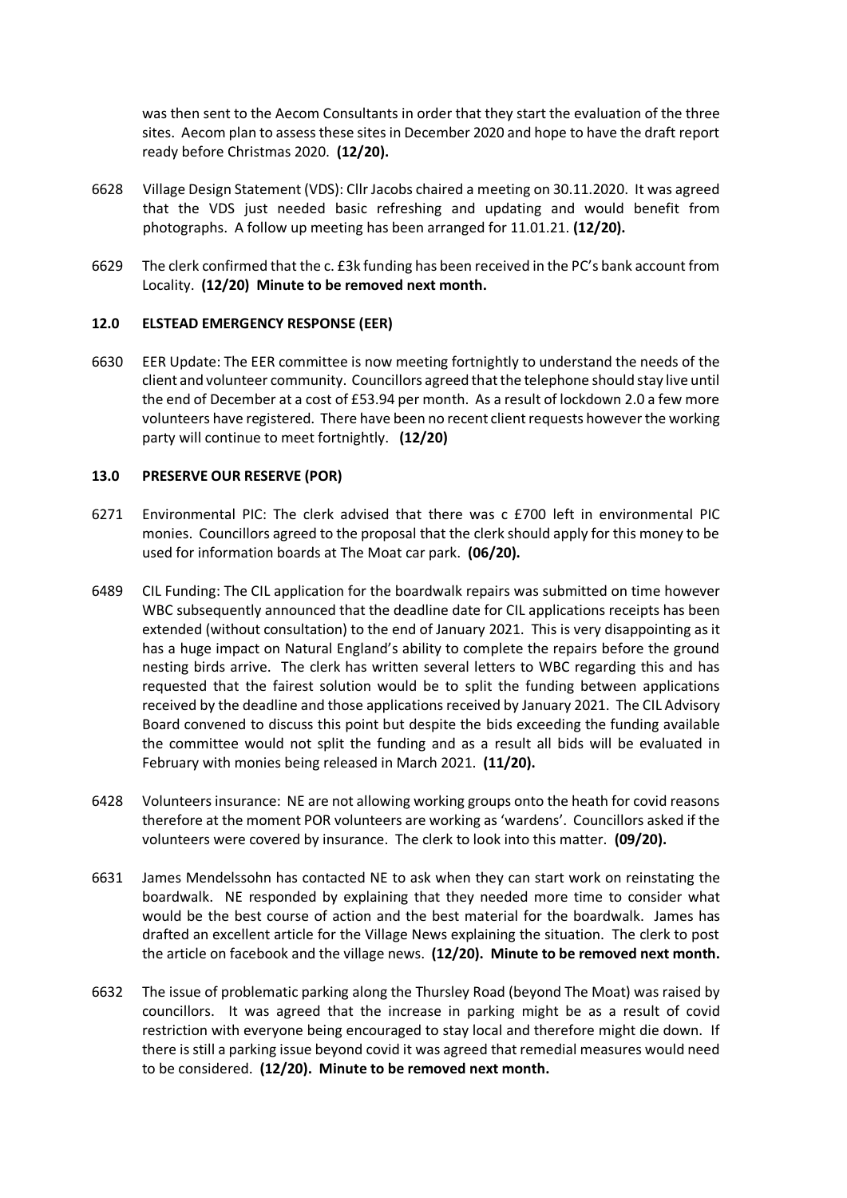was then sent to the Aecom Consultants in order that they start the evaluation of the three sites. Aecom plan to assess these sites in December 2020 and hope to have the draft report ready before Christmas 2020. **(12/20).**

6628 Village Design Statement (VDS): Cllr Jacobs chaired a meeting on 30.11.2020. It was agreed that the VDS just needed basic refreshing and updating and would benefit from photographs. A follow up meeting has been arranged for 11.01.21. **(12/20).**

6629 The clerk confirmed that the c. £3k funding has been received in the PC's bank account from Locality. **(12/20) Minute to be removed next month.**

## 12.0 ELSTEAD EMERGENCY RESPONSE (EER)

6630 EER Update: The EER committee is now meeting fortnightly to understand the needs of the client and volunteer community. Councillors agreed that the telephone should stay live until the end of December at a cost of £53.94 per month. As a result of lockdown 2.0 a few more volunteers have registered. There have been no recent client requests however the working party will continue to meet fortnightly. **(12/20)**

## 13.0 PRESERVE OUR RESERVE (POR)

6271 Environmental PIC: The clerk advised that there was c £700 left in environmental PIC monies. Councillors agreed to the proposal that the clerk should apply for this money to be used for information boards at The Moat car park. **(06/20).**

6489 CIL Funding: The CIL application for the boardwalk repairs was submitted on time however WBC subsequently announced that the deadline date for CIL applications receipts has been extended (without consultation) to the end of January 2021. This is very disappointing as it has a huge impact on Natural England's ability to complete the repairs before the ground nesting birds arrive. The clerk has written several letters to WBC regarding this and has requested that the fairest solution would be to split the funding between applications received by the deadline and those applications received by January 2021. The CIL Advisory Board convened to discuss this point but despite the bids exceeding the funding available the committee would not split the funding and as a result all bids will be evaluated in February with monies being released in March 2021. **(11/20).**

6428 Volunteers insurance: NE are not allowing working groups onto the heath for covid reasons therefore at the moment POR volunteers are working as 'wardens'. Councillors asked if the volunteers were covered by insurance. The clerk to look into this matter. **(09/20).**

6631 James Mendelssohn has contacted NE to ask when they can start work on reinstating the boardwalk. NE responded by explaining that they needed more time to consider what would be the best course of action and the best material for the boardwalk. James has drafted an excellent article for the Village News explaining the situation. The clerk to post the article on facebook and the village news. **(12/20). Minute to be removed next month.**

6632 The issue of problematic parking along the Thursley Road (beyond The Moat) was raised by councillors. It was agreed that the increase in parking might be as a result of covid restriction with everyone being encouraged to stay local and therefore might die down. If there is still a parking issue beyond covid it was agreed that remedial measures would need to be considered. **(12/20). Minute to be removed next month.**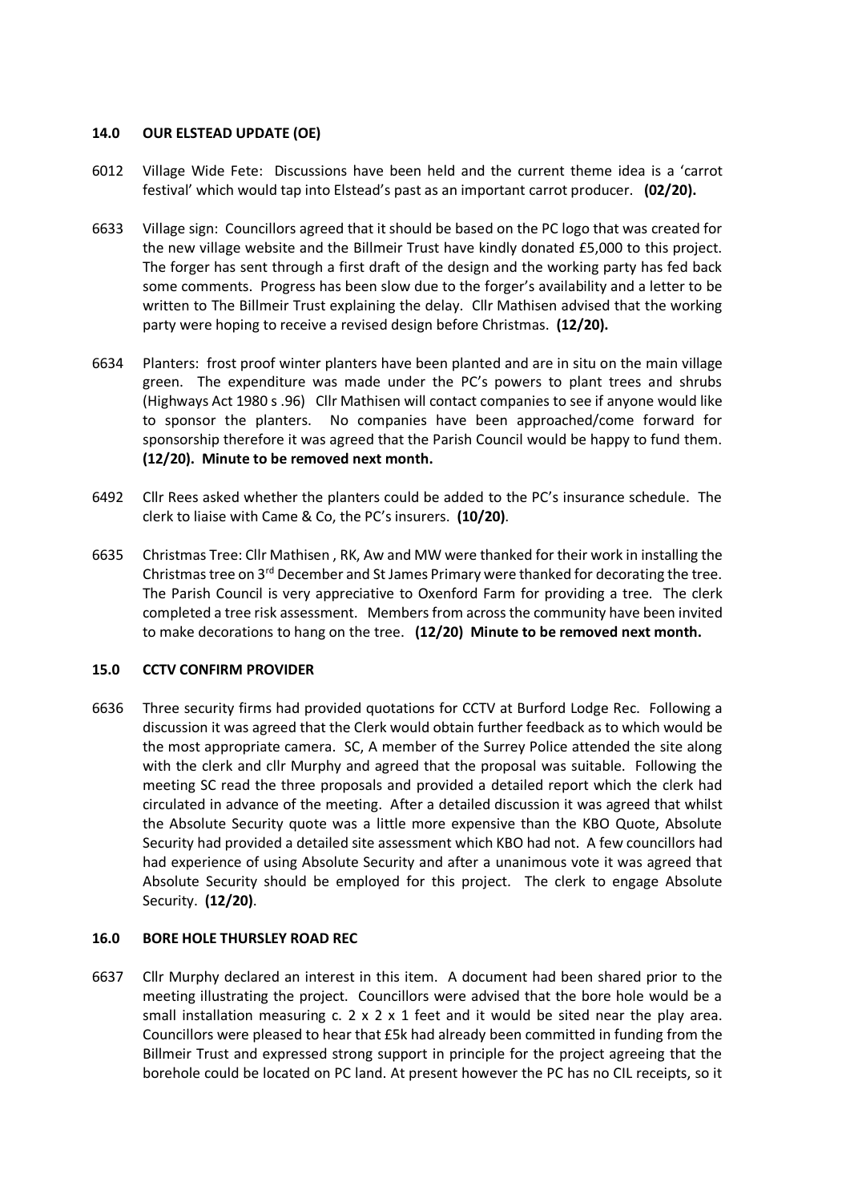## 14.0 OUR ELSTEAD UPDATE (OE)

6012 Village Wide Fete: Discussions have been held and the current theme idea is a 'carrot festival' which would tap into Elstead's past as an important carrot producer. **(02/20).**

6633 Village sign: Councillors agreed that it should be based on the PC logo that was created for the new village website and the Billmeir Trust have kindly donated £5,000 to this project. The forger has sent through a first draft of the design and the working party has fed back some comments. Progress has been slow due to the forger's availability and a letter to be written to The Billmeir Trust explaining the delay. Cllr Mathisen advised that the working party were hoping to receive a revised design before Christmas. **(12/20).**

6634 Planters: frost proof winter planters have been planted and are in situ on the main village green. The expenditure was made under the PC's powers to plant trees and shrubs (Highways Act 1980 s .96) Cllr Mathisen will contact companies to see if anyone would like to sponsor the planters. No companies have been approached/come forward for sponsorship therefore it was agreed that the Parish Council would be happy to fund them. **(12/20). Minute to be removed next month.**

6492 Cllr Rees asked whether the planters could be added to the PC's insurance schedule. The clerk to liaise with Came & Co, the PC's insurers. **(10/20)**.

6635 Christmas Tree: Cllr Mathisen , RK, Aw and MW were thanked for their work in installing the Christmas tree on 3rd December and St James Primary were thanked for decorating the tree. The Parish Council is very appreciative to Oxenford Farm for providing a tree. The clerk completed a tree risk assessment. Members from across the community have been invited to make decorations to hang on the tree. **(12/20) Minute to be removed next month.**

## 15.0 CCTV CONFIRM PROVIDER

6636 Three security firms had provided quotations for CCTV at Burford Lodge Rec. Following a discussion it was agreed that the Clerk would obtain further feedback as to which would be the most appropriate camera. SC, A member of the Surrey Police attended the site along with the clerk and cllr Murphy and agreed that the proposal was suitable. Following the meeting SC read the three proposals and provided a detailed report which the clerk had circulated in advance of the meeting. After a detailed discussion it was agreed that whilst the Absolute Security quote was a little more expensive than the KBO Quote, Absolute Security had provided a detailed site assessment which KBO had not. A few councillors had had experience of using Absolute Security and after a unanimous vote it was agreed that Absolute Security should be employed for this project. The clerk to engage Absolute Security. **(12/20)**.

## 16.0 BORE HOLE THURSLEY ROAD REC

6637 Cllr Murphy declared an interest in this item. A document had been shared prior to the meeting illustrating the project. Councillors were advised that the bore hole would be a small installation measuring c. 2 x 2 x 1 feet and it would be sited near the play area. Councillors were pleased to hear that £5k had already been committed in funding from the Billmeir Trust and expressed strong support in principle for the project agreeing that the borehole could be located on PC land. At present however the PC has no CIL receipts, so it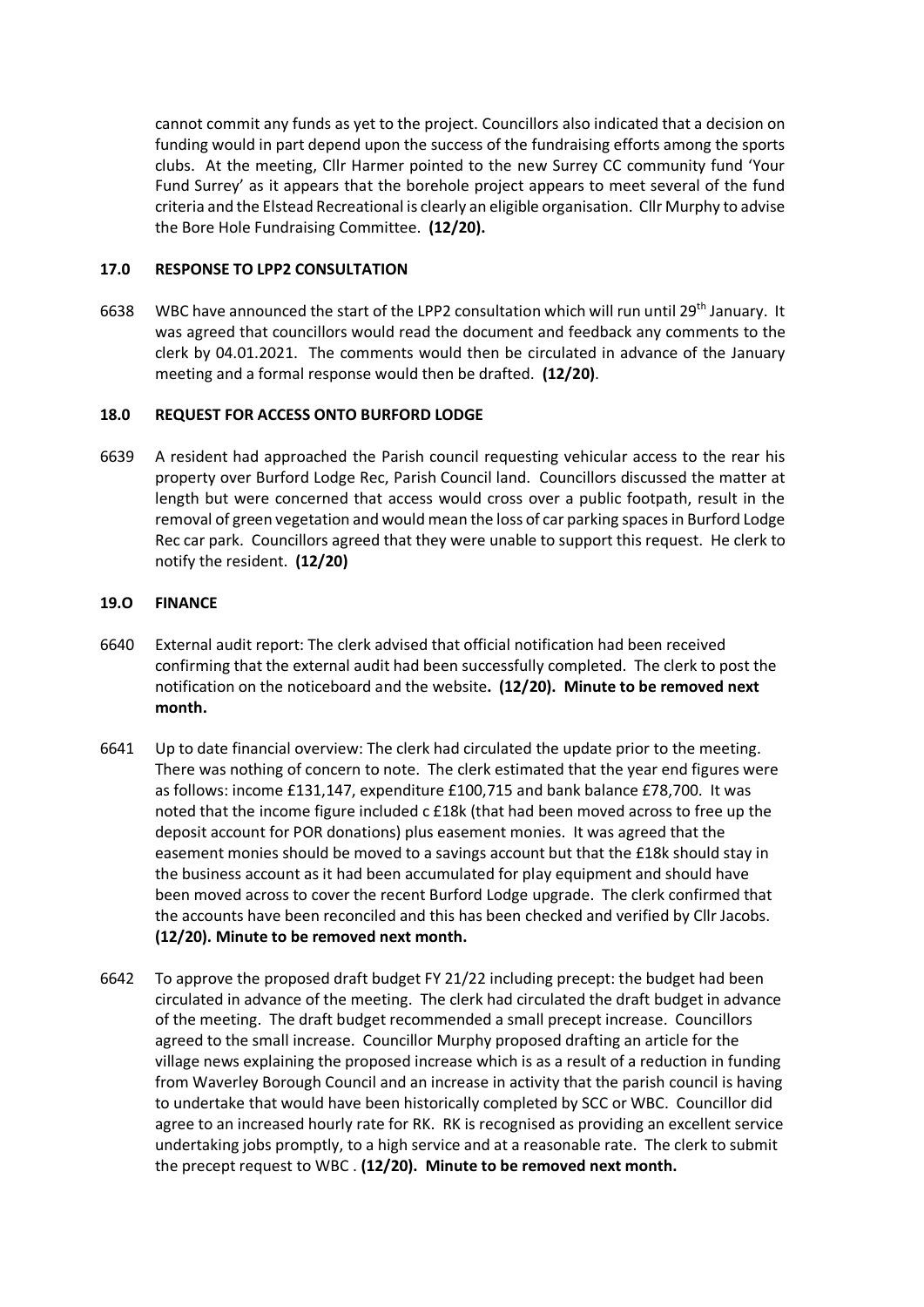cannot commit any funds as yet to the project. Councillors also indicated that a decision on funding would in part depend upon the success of the fundraising efforts among the sports clubs. At the meeting, Cllr Harmer pointed to the new Surrey CC community fund 'Your Fund Surrey' as it appears that the borehole project appears to meet several of the fund criteria and the Elstead Recreational is clearly an eligible organisation. Cllr Murphy to advise the Bore Hole Fundraising Committee. **(12/20).**

### 17.0 RESPONSE TO LPP2 CONSULTATION

6638 WBC have announced the start of the LPP2 consultation which will run until 29th January. It was agreed that councillors would read the document and feedback any comments to the clerk by 04.01.2021. The comments would then be circulated in advance of the January meeting and a formal response would then be drafted. **(12/20)**.

### 18.0 REQUEST FOR ACCESS ONTO BURFORD LODGE

6639 A resident had approached the Parish council requesting vehicular access to the rear his property over Burford Lodge Rec, Parish Council land. Councillors discussed the matter at length but were concerned that access would cross over a public footpath, result in the removal of green vegetation and would mean the loss of car parking spaces in Burford Lodge Rec car park. Councillors agreed that they were unable to support this request. He clerk to notify the resident. **(12/20)**

### 19.O FINANCE

6640 External audit report: The clerk advised that official notification had been received confirming that the external audit had been successfully completed. The clerk to post the notification on the noticeboard and the website**. (12/20). Minute to be removed next month.**

6641 Up to date financial overview: The clerk had circulated the update prior to the meeting. There was nothing of concern to note. The clerk estimated that the year end figures were as follows: income £131,147, expenditure £100,715 and bank balance £78,700. It was noted that the income figure included c £18k (that had been moved across to free up the deposit account for POR donations) plus easement monies. It was agreed that the easement monies should be moved to a savings account but that the £18k should stay in the business account as it had been accumulated for play equipment and should have been moved across to cover the recent Burford Lodge upgrade. The clerk confirmed that the accounts have been reconciled and this has been checked and verified by Cllr Jacobs. **(12/20). Minute to be removed next month.**

6642 To approve the proposed draft budget FY 21/22 including precept: the budget had been circulated in advance of the meeting. The clerk had circulated the draft budget in advance of the meeting. The draft budget recommended a small precept increase. Councillors agreed to the small increase. Councillor Murphy proposed drafting an article for the village news explaining the proposed increase which is as a result of a reduction in funding from Waverley Borough Council and an increase in activity that the parish council is having to undertake that would have been historically completed by SCC or WBC. Councillor did agree to an increased hourly rate for RK. RK is recognised as providing an excellent service undertaking jobs promptly, to a high service and at a reasonable rate. The clerk to submit the precept request to WBC . **(12/20). Minute to be removed next month.**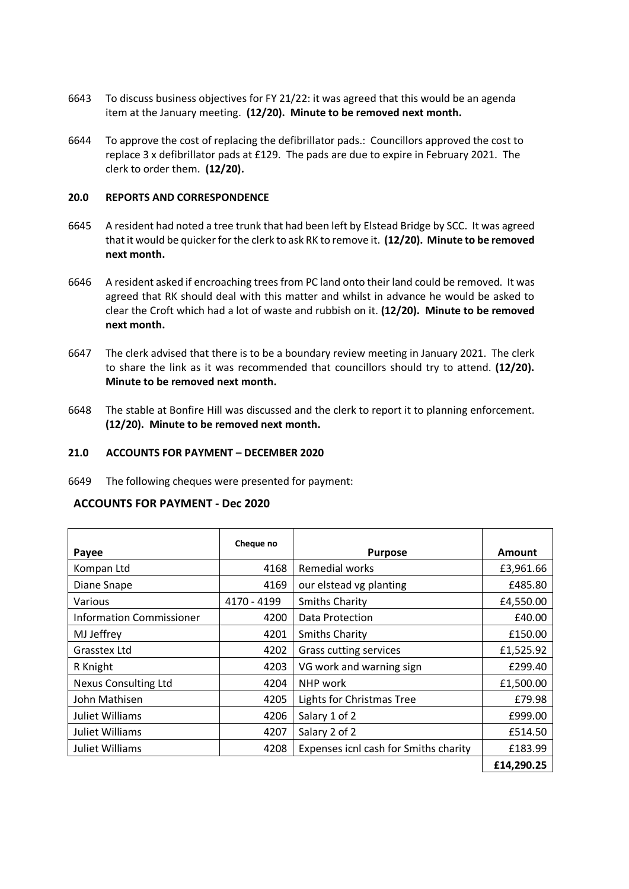6643 To discuss business objectives for FY 21/22: it was agreed that this would be an agenda item at the January meeting. **(12/20). Minute to be removed next month.**

6644 To approve the cost of replacing the defibrillator pads.: Councillors approved the cost to replace 3 x defibrillator pads at £129. The pads are due to expire in February 2021. The clerk to order them. **(12/20).**

### 20.0 REPORTS AND CORRESPONDENCE

6645 A resident had noted a tree trunk that had been left by Elstead Bridge by SCC. It was agreed that it would be quicker for the clerk to ask RK to remove it. **(12/20). Minute to be removed next month.**

6646 A resident asked if encroaching trees from PC land onto their land could be removed. It was agreed that RK should deal with this matter and whilst in advance he would be asked to clear the Croft which had a lot of waste and rubbish on it. **(12/20). Minute to be removed next month.**

6647 The clerk advised that there is to be a boundary review meeting in January 2021. The clerk to share the link as it was recommended that councillors should try to attend. **(12/20). Minute to be removed next month.**

6648 The stable at Bonfire Hill was discussed and the clerk to report it to planning enforcement. **(12/20). Minute to be removed next month.**

### 21.0 ACCOUNTS FOR PAYMENT – DECEMBER 2020

6649 The following cheques were presented for payment:

**ACCOUNTS FOR PAYMENT - Dec 2020**

| Payee | Cheque no | Purpose | Amount |
|---|---|---|---|
| Kompan Ltd | 4168 | Remedial works | £3,961.66 |
| Diane Snape | 4169 | our elstead vg planting | £485.80 |
| Various | 4170 - 4199 | Smiths Charity | £4,550.00 |
| Information Commissioner | 4200 | Data Protection | £40.00 |
| MJ Jeffrey | 4201 | Smiths Charity | £150.00 |
| Grasstex Ltd | 4202 | Grass cutting services | £1,525.92 |
| R Knight | 4203 | VG work and warning sign | £299.40 |
| Nexus Consulting Ltd | 4204 | NHP work | £1,500.00 |
| John Mathisen | 4205 | Lights for Christmas Tree | £79.98 |
| Juliet Williams | 4206 | Salary 1 of 2 | £999.00 |
| Juliet Williams | 4207 | Salary 2 of 2 | £514.50 |
| Juliet Williams | 4208 | Expenses icnl cash for Smiths charity | £183.99 |
| | | | **£14,290.25** |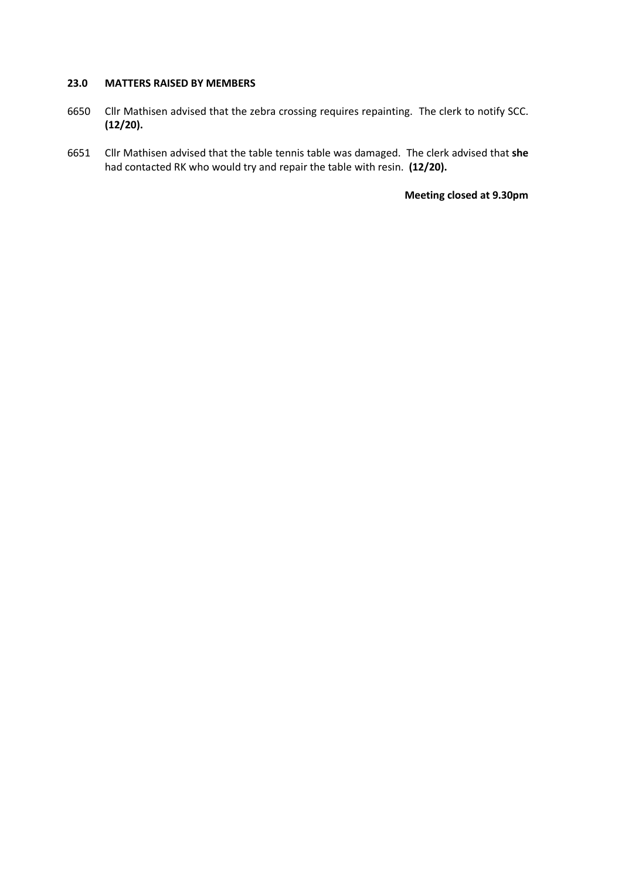### 23.0 MATTERS RAISED BY MEMBERS

6650 Cllr Mathisen advised that the zebra crossing requires repainting. The clerk to notify SCC. **(12/20).**

6651 Cllr Mathisen advised that the table tennis table was damaged. The clerk advised that **she** had contacted RK who would try and repair the table with resin. **(12/20).**

**Meeting closed at 9.30pm**